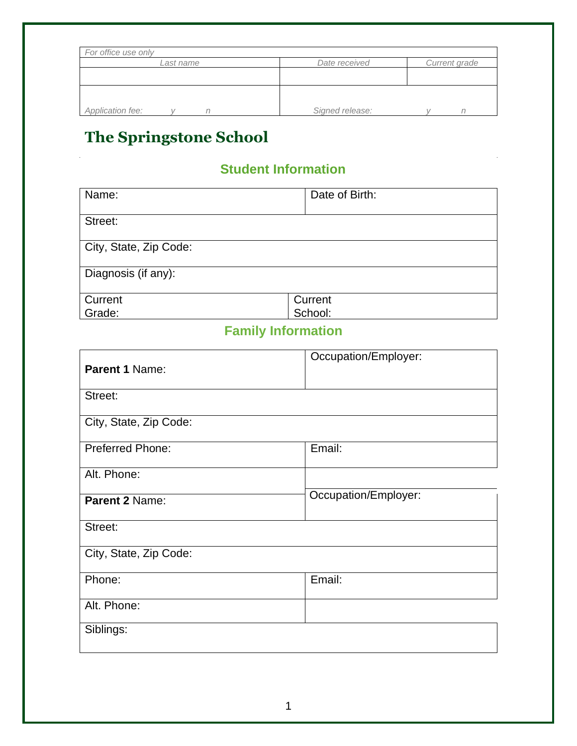| *For office use only* | | |
|---|---|---|
| *Last name* | *Date received* | *Current grade* |
| | | |
| *Application fee: y n* | *Signed release: y n* | |

# The Springstone School

## Student Information

| Name: | Date of Birth: |
|---|---|
| Street: | |
| City, State, Zip Code: | |
| Diagnosis (if any): | |
| Current Grade: | Current School: |

## Family Information

| **Parent 1** Name: | Occupation/Employer: |
|---|---|
| Street: | |
| City, State, Zip Code: | |
| Preferred Phone: | Email: |
| Alt. Phone: | |
| **Parent 2** Name: | Occupation/Employer: |
| Street: | |
| City, State, Zip Code: | |
| Phone: | Email: |
| Alt. Phone: | |
| Siblings: | |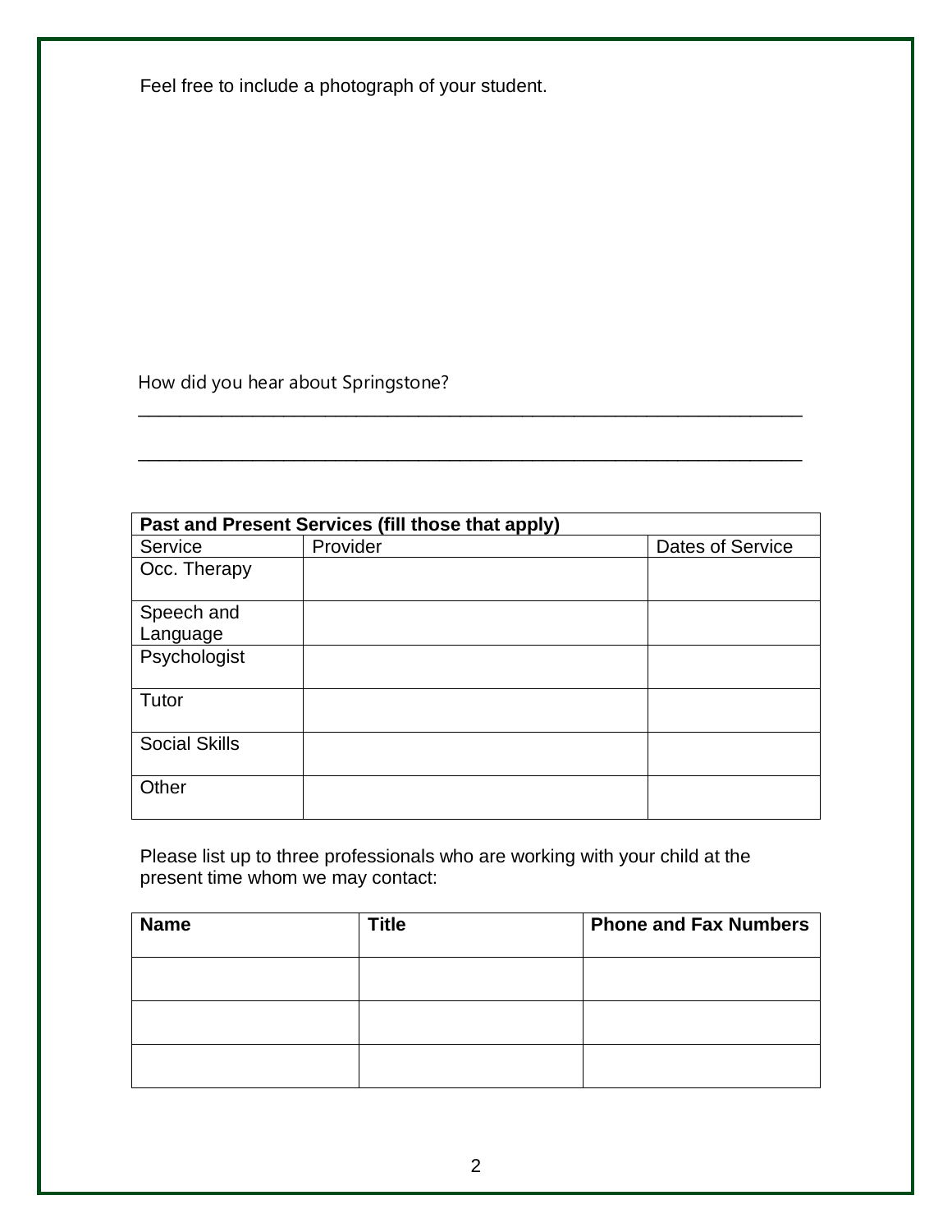Feel free to include a photograph of your student.

How did you hear about Springstone?

_______________________________________________________________________

_______________________________________________________________________

| Past and Present Services (fill those that apply) | | |
|---|---|---|
| Service | Provider | Dates of Service |
| Occ. Therapy | | |
| Speech and Language | | |
| Psychologist | | |
| Tutor | | |
| Social Skills | | |
| Other | | |

Please list up to three professionals who are working with your child at the present time whom we may contact:

| **Name** | **Title** | **Phone and Fax Numbers** |
|---|---|---|
| | | |
| | | |
| | | |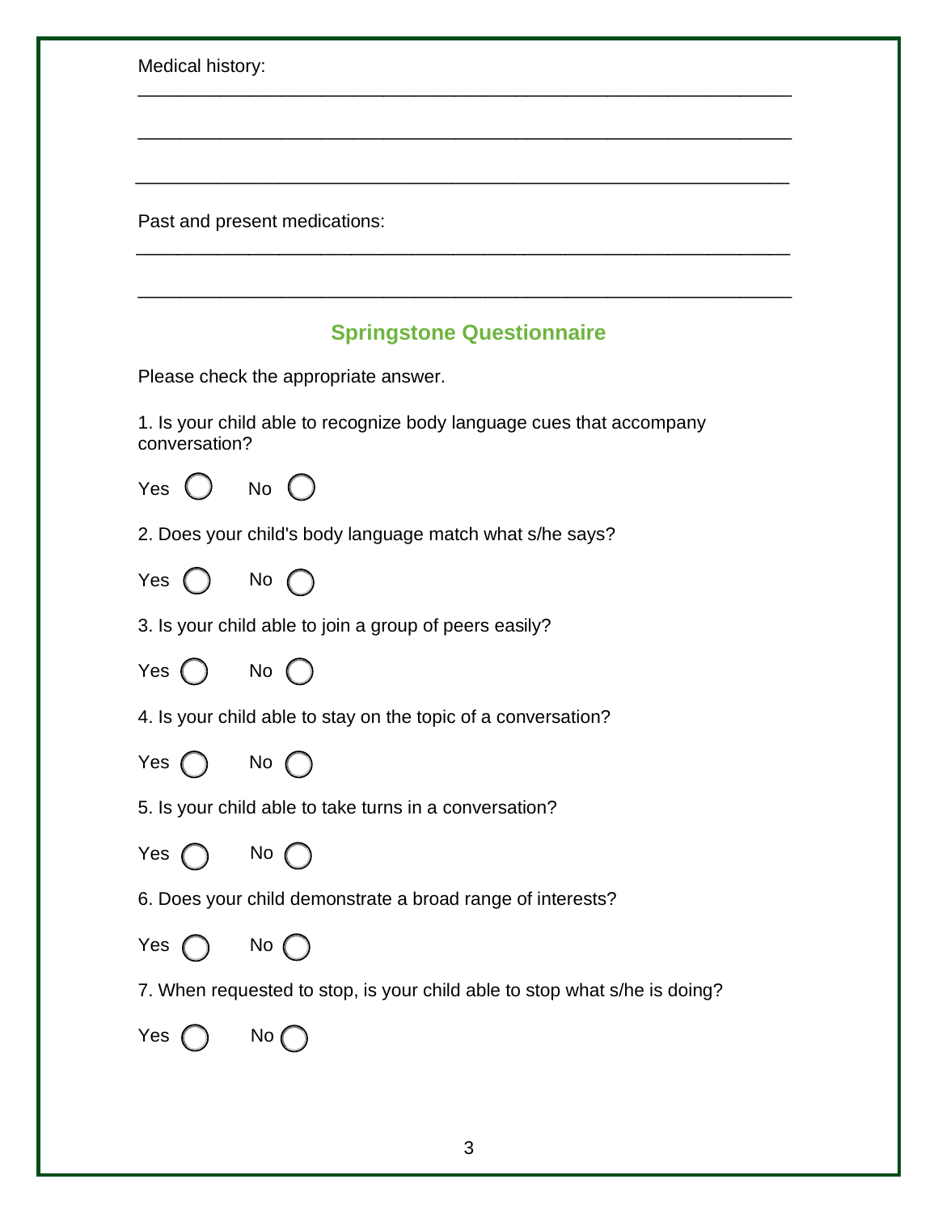Medical history:

\_\_\_\_\_\_\_\_\_\_\_\_\_\_\_\_\_\_\_\_\_\_\_\_\_\_\_\_\_\_\_\_\_\_\_\_\_\_\_\_\_\_\_\_\_\_\_\_\_\_\_\_\_\_\_\_

\_\_\_\_\_\_\_\_\_\_\_\_\_\_\_\_\_\_\_\_\_\_\_\_\_\_\_\_\_\_\_\_\_\_\_\_\_\_\_\_\_\_\_\_\_\_\_\_\_\_\_\_\_\_\_\_

\_\_\_\_\_\_\_\_\_\_\_\_\_\_\_\_\_\_\_\_\_\_\_\_\_\_\_\_\_\_\_\_\_\_\_\_\_\_\_\_\_\_\_\_\_\_\_\_\_\_\_\_\_\_\_\_

Past and present medications:

\_\_\_\_\_\_\_\_\_\_\_\_\_\_\_\_\_\_\_\_\_\_\_\_\_\_\_\_\_\_\_\_\_\_\_\_\_\_\_\_\_\_\_\_\_\_\_\_\_\_\_\_\_\_\_\_

\_\_\_\_\_\_\_\_\_\_\_\_\_\_\_\_\_\_\_\_\_\_\_\_\_\_\_\_\_\_\_\_\_\_\_\_\_\_\_\_\_\_\_\_\_\_\_\_\_\_\_\_\_\_\_\_

## Springstone Questionnaire

Please check the appropriate answer.

1. Is your child able to recognize body language cues that accompany conversation?

Yes ◯ No ◯

2. Does your child's body language match what s/he says?

Yes ◯ No ◯

3. Is your child able to join a group of peers easily?

Yes ◯ No ◯

4. Is your child able to stay on the topic of a conversation?

Yes ◯ No ◯

5. Is your child able to take turns in a conversation?

Yes ◯ No ◯

6. Does your child demonstrate a broad range of interests?

Yes ◯ No ◯

7. When requested to stop, is your child able to stop what s/he is doing?

Yes ◯ No ◯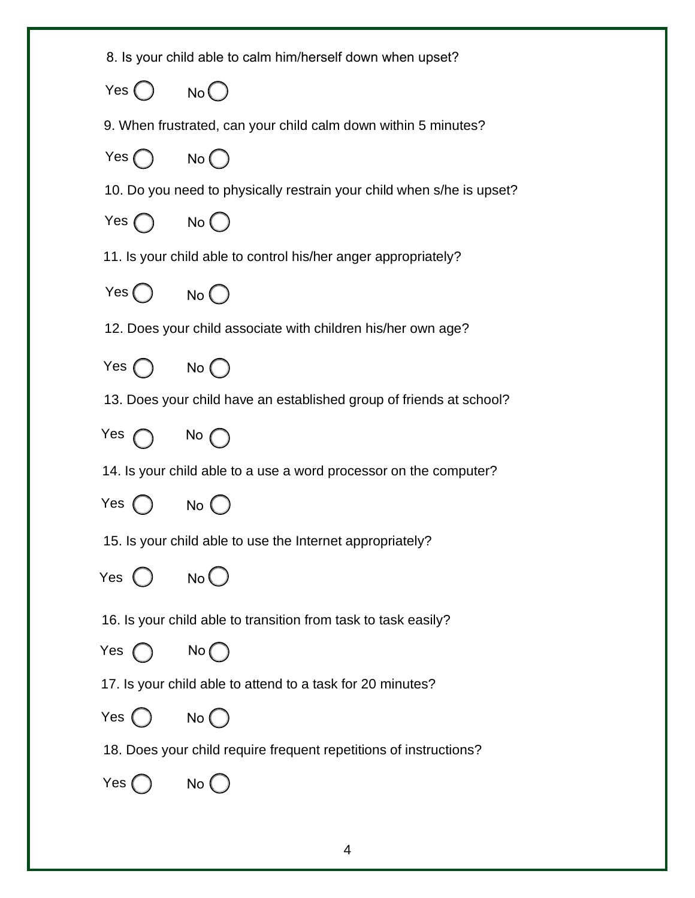8. Is your child able to calm him/herself down when upset?

Yes ◯ No ◯

9. When frustrated, can your child calm down within 5 minutes?

Yes ◯ No ◯

10. Do you need to physically restrain your child when s/he is upset?

Yes ◯ No ◯

11. Is your child able to control his/her anger appropriately?

Yes ◯ No ◯

12. Does your child associate with children his/her own age?

Yes ◯ No ◯

13. Does your child have an established group of friends at school?

Yes ◯ No ◯

14. Is your child able to a use a word processor on the computer?

Yes ◯ No ◯

15. Is your child able to use the Internet appropriately?

Yes ◯ No ◯

16. Is your child able to transition from task to task easily?

Yes ◯ No ◯

17. Is your child able to attend to a task for 20 minutes?

Yes ◯ No ◯

18. Does your child require frequent repetitions of instructions?

Yes ◯ No ◯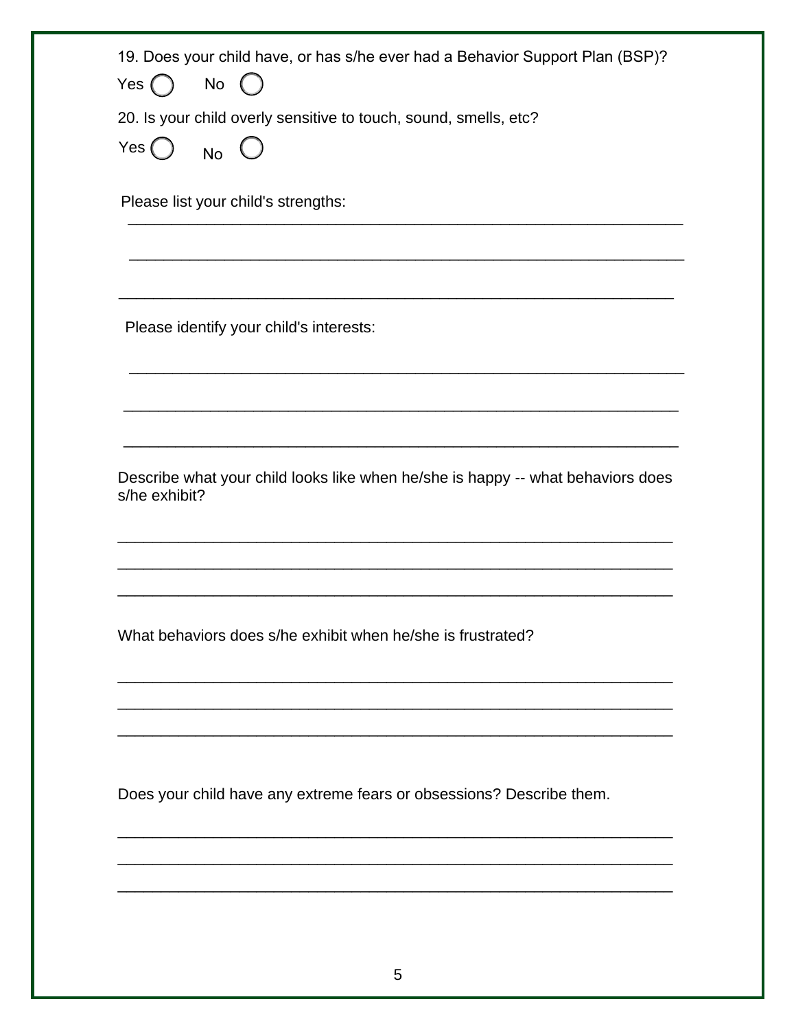19. Does your child have, or has s/he ever had a Behavior Support Plan (BSP)?

Yes ◯ No ◯

20. Is your child overly sensitive to touch, sound, smells, etc?

Yes ◯ No ◯

Please list your child's strengths:

_______________________________________________________________

_______________________________________________________________

_______________________________________________________________

Please identify your child's interests:

_______________________________________________________________

_______________________________________________________________

_______________________________________________________________

Describe what your child looks like when he/she is happy -- what behaviors does s/he exhibit?

_______________________________________________________________

_______________________________________________________________

_______________________________________________________________

What behaviors does s/he exhibit when he/she is frustrated?

_______________________________________________________________

_______________________________________________________________

_______________________________________________________________

Does your child have any extreme fears or obsessions? Describe them.

_______________________________________________________________

_______________________________________________________________

_______________________________________________________________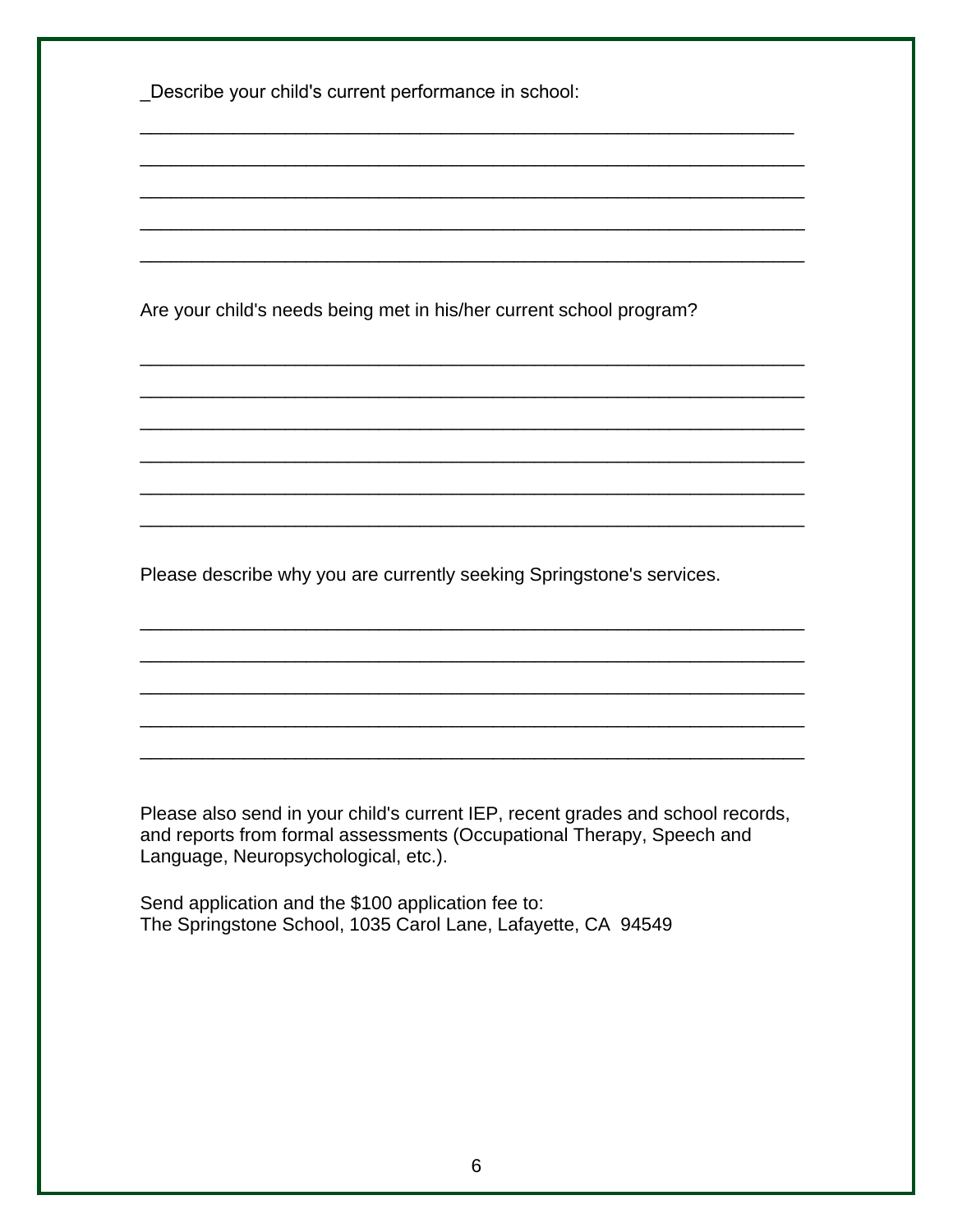_Describe your child's current performance in school:

_______________________________________________________________

_______________________________________________________________

_______________________________________________________________

_______________________________________________________________

_______________________________________________________________

Are your child's needs being met in his/her current school program?

_______________________________________________________________

_______________________________________________________________

_______________________________________________________________

_______________________________________________________________

_______________________________________________________________

_______________________________________________________________

Please describe why you are currently seeking Springstone's services.

_______________________________________________________________

_______________________________________________________________

_______________________________________________________________

_______________________________________________________________

_______________________________________________________________

Please also send in your child's current IEP, recent grades and school records, and reports from formal assessments (Occupational Therapy, Speech and Language, Neuropsychological, etc.).

Send application and the $100 application fee to:
The Springstone School, 1035 Carol Lane, Lafayette, CA 94549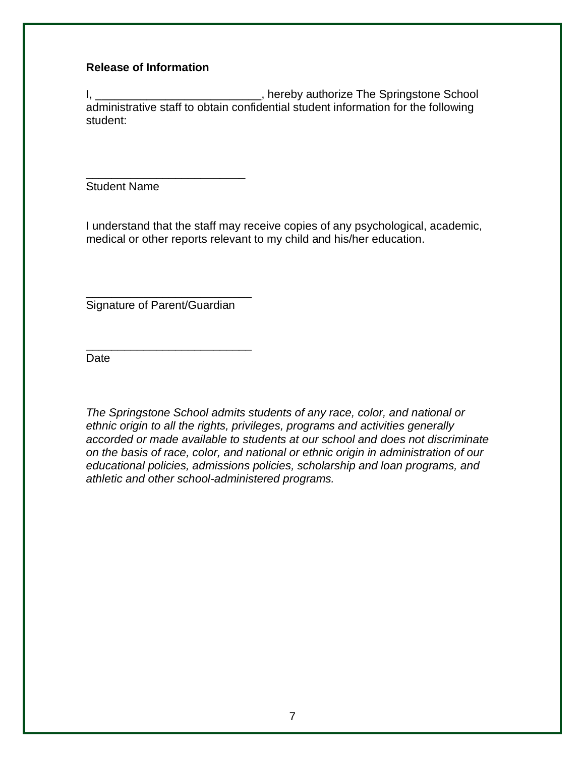**Release of Information**

I, __________________________, hereby authorize The Springstone School administrative staff to obtain confidential student information for the following student:

__________________________
Student Name

I understand that the staff may receive copies of any psychological, academic, medical or other reports relevant to my child and his/her education.

___________________________
Signature of Parent/Guardian

___________________________
Date

*The Springstone School admits students of any race, color, and national or ethnic origin to all the rights, privileges, programs and activities generally accorded or made available to students at our school and does not discriminate on the basis of race, color, and national or ethnic origin in administration of our educational policies, admissions policies, scholarship and loan programs, and athletic and other school-administered programs.*